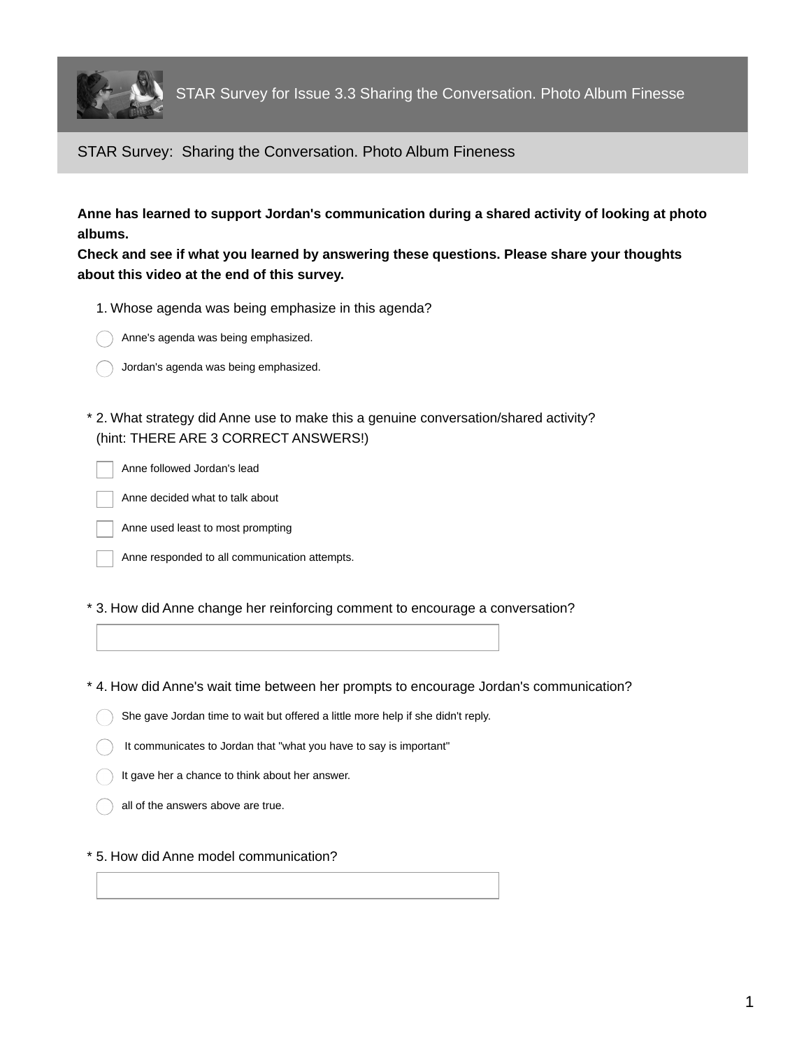# STAR Survey for Issue 3.3 Sharing the Conversation. Photo Album Finesse

## STAR Survey: Sharing the Conversation. Photo Album Fineness

**Anne has learned to support Jordan's communication during a shared activity of looking at photo albums.**
**Check and see if what you learned by answering these questions. Please share your thoughts about this video at the end of this survey.**

1. Whose agenda was being emphasize in this agenda?

- ◯ Anne's agenda was being emphasized.
- ◯ Jordan's agenda was being emphasized.

\* 2. What strategy did Anne use to make this a genuine conversation/shared activity?
(hint: THERE ARE 3 CORRECT ANSWERS!)

- ☐ Anne followed Jordan's lead
- ☐ Anne decided what to talk about
- ☐ Anne used least to most prompting
- ☐ Anne responded to all communication attempts.

\* 3. How did Anne change her reinforcing comment to encourage a conversation?

\_\_\_\_\_\_\_\_\_\_\_\_\_\_\_\_\_\_\_\_\_\_\_\_\_\_\_\_\_\_

\* 4. How did Anne's wait time between her prompts to encourage Jordan's communication?

- ◯ She gave Jordan time to wait but offered a little more help if she didn't reply.
- ◯ It communicates to Jordan that "what you have to say is important"
- ◯ It gave her a chance to think about her answer.
- ◯ all of the answers above are true.

\* 5. How did Anne model communication?

\_\_\_\_\_\_\_\_\_\_\_\_\_\_\_\_\_\_\_\_\_\_\_\_\_\_\_\_\_\_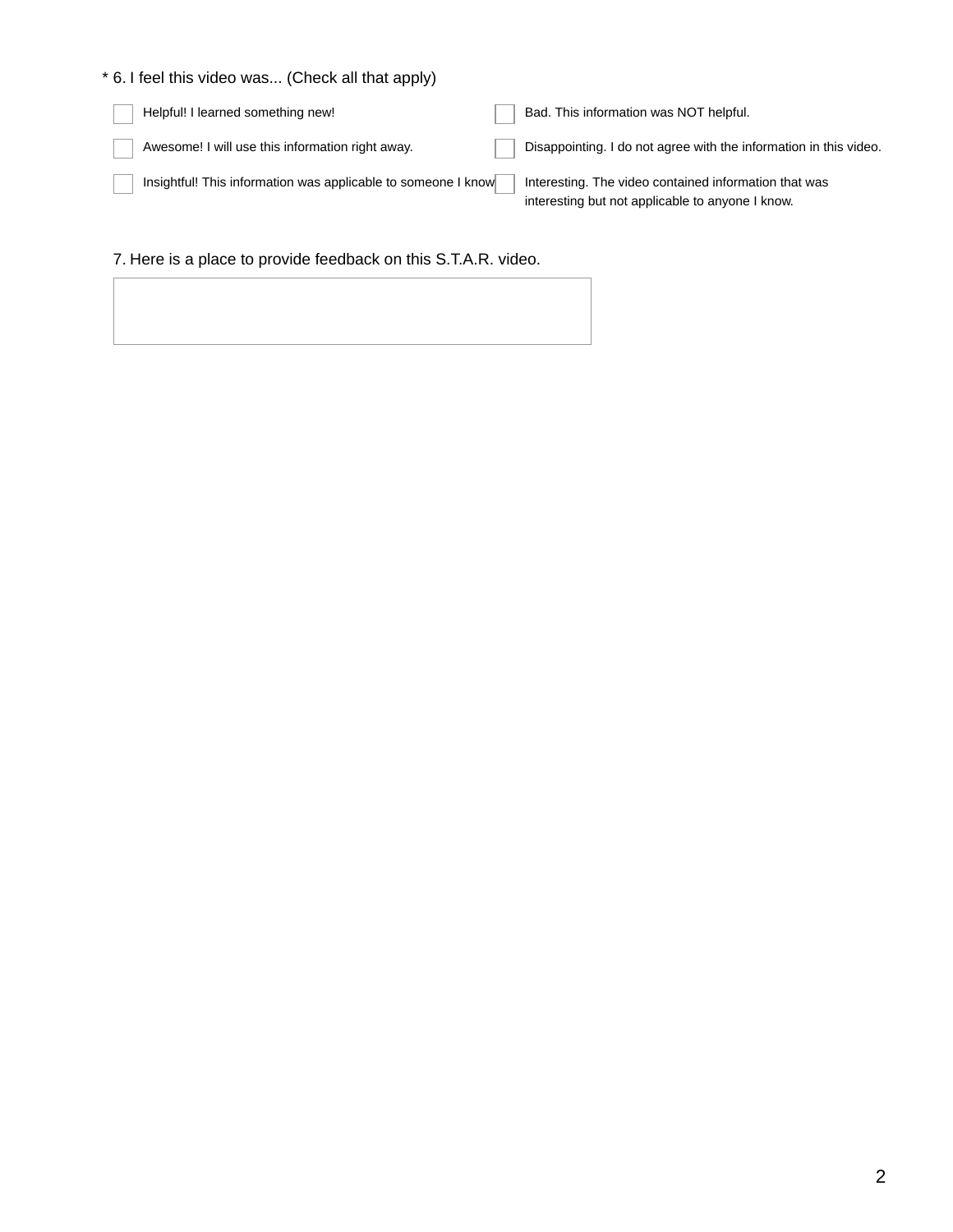\* 6. I feel this video was... (Check all that apply)

- [ ] Helpful! I learned something new!
- [ ] Awesome! I will use this information right away.
- [ ] Insightful! This information was applicable to someone I know
- [ ] Bad. This information was NOT helpful.
- [ ] Disappointing. I do not agree with the information in this video.
- [ ] Interesting. The video contained information that was interesting but not applicable to anyone I know.

7. Here is a place to provide feedback on this S.T.A.R. video.

| |
|---|
| |